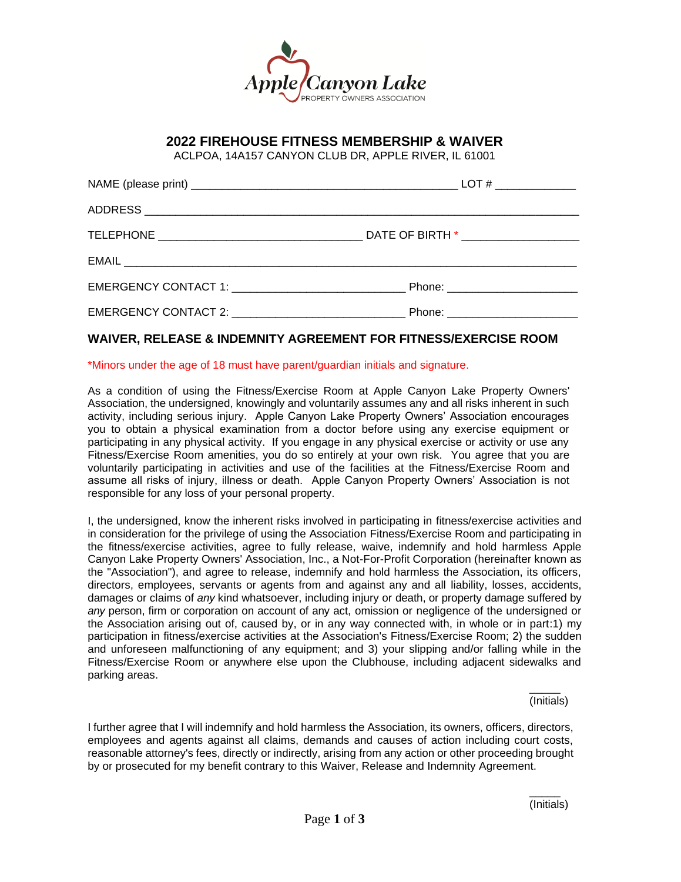Apple Canyon Lake
PROPERTY OWNERS ASSOCIATION

## 2022 FIREHOUSE FITNESS MEMBERSHIP & WAIVER

ACLPOA, 14A157 CANYON CLUB DR, APPLE RIVER, IL 61001

NAME (please print) ___________________________________________ LOT # _____________

ADDRESS ________________________________________________________________________

TELEPHONE ________________________________ DATE OF BIRTH * ___________________

EMAIL __________________________________________________________________________

EMERGENCY CONTACT 1: ____________________________ Phone: _____________________

EMERGENCY CONTACT 2: ____________________________ Phone: _____________________

### WAIVER, RELEASE & INDEMNITY AGREEMENT FOR FITNESS/EXERCISE ROOM

*Minors under the age of 18 must have parent/guardian initials and signature.

As a condition of using the Fitness/Exercise Room at Apple Canyon Lake Property Owners' Association, the undersigned, knowingly and voluntarily assumes any and all risks inherent in such activity, including serious injury. Apple Canyon Lake Property Owners' Association encourages you to obtain a physical examination from a doctor before using any exercise equipment or participating in any physical activity. If you engage in any physical exercise or activity or use any Fitness/Exercise Room amenities, you do so entirely at your own risk. You agree that you are voluntarily participating in activities and use of the facilities at the Fitness/Exercise Room and assume all risks of injury, illness or death. Apple Canyon Property Owners' Association is not responsible for any loss of your personal property.

I, the undersigned, know the inherent risks involved in participating in fitness/exercise activities and in consideration for the privilege of using the Association Fitness/Exercise Room and participating in the fitness/exercise activities, agree to fully release, waive, indemnify and hold harmless Apple Canyon Lake Property Owners' Association, Inc., a Not-For-Profit Corporation (hereinafter known as the "Association"), and agree to release, indemnify and hold harmless the Association, its officers, directors, employees, servants or agents from and against any and all liability, losses, accidents, damages or claims of *any* kind whatsoever, including injury or death, or property damage suffered by *any* person, firm or corporation on account of any act, omission or negligence of the undersigned or the Association arising out of, caused by, or in any way connected with, in whole or in part:1) my participation in fitness/exercise activities at the Association's Fitness/Exercise Room; 2) the sudden and unforeseen malfunctioning of any equipment; and 3) your slipping and/or falling while in the Fitness/Exercise Room or anywhere else upon the Clubhouse, including adjacent sidewalks and parking areas.

_____ (Initials)

I further agree that I will indemnify and hold harmless the Association, its owners, officers, directors, employees and agents against all claims, demands and causes of action including court costs, reasonable attorney's fees, directly or indirectly, arising from any action or other proceeding brought by or prosecuted for my benefit contrary to this Waiver, Release and Indemnity Agreement.

_____ (Initials)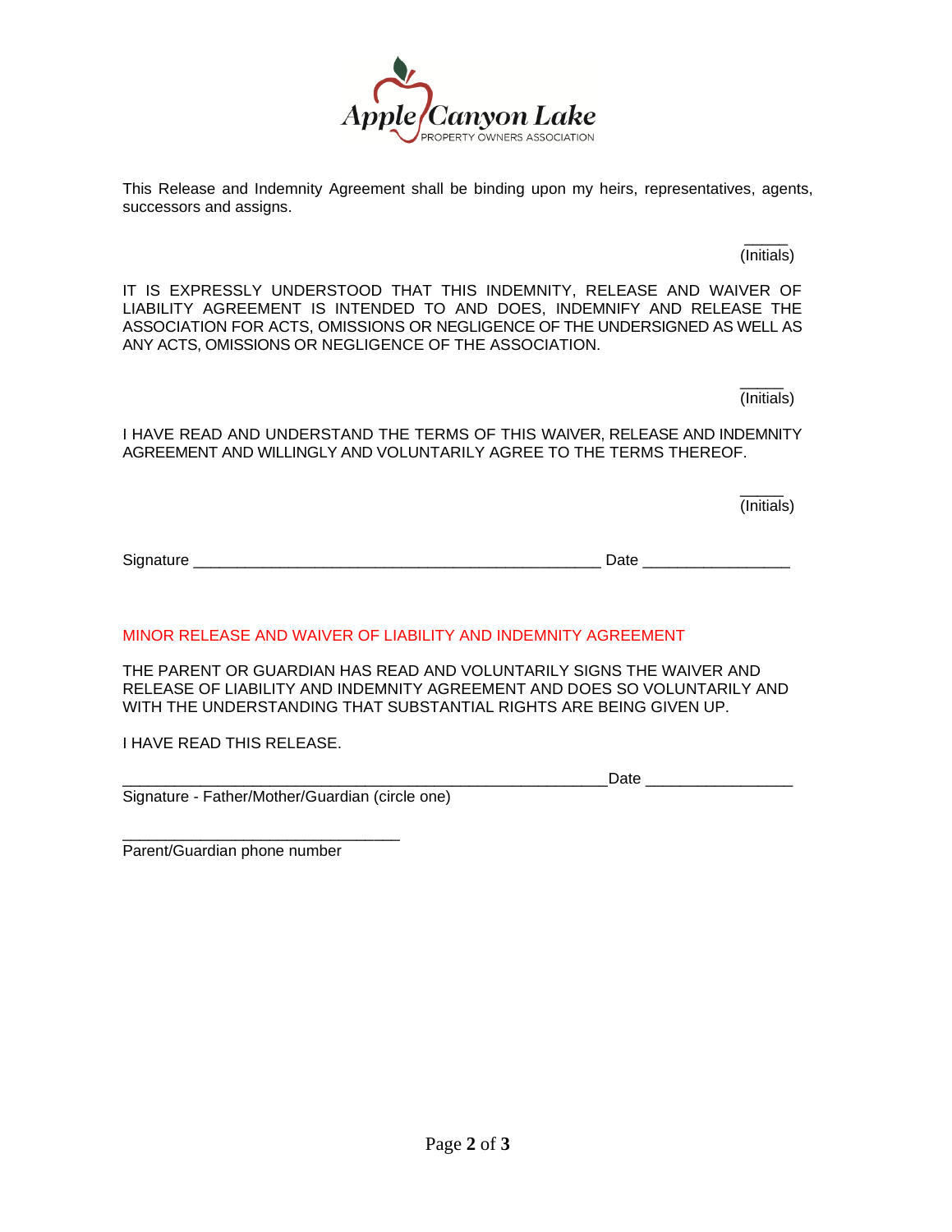This Release and Indemnity Agreement shall be binding upon my heirs, representatives, agents, successors and assigns.

_____ (Initials)

IT IS EXPRESSLY UNDERSTOOD THAT THIS INDEMNITY, RELEASE AND WAIVER OF LIABILITY AGREEMENT IS INTENDED TO AND DOES, INDEMNIFY AND RELEASE THE ASSOCIATION FOR ACTS, OMISSIONS OR NEGLIGENCE OF THE UNDERSIGNED AS WELL AS ANY ACTS, OMISSIONS OR NEGLIGENCE OF THE ASSOCIATION.

_____ (Initials)

I HAVE READ AND UNDERSTAND THE TERMS OF THIS WAIVER, RELEASE AND INDEMNITY AGREEMENT AND WILLINGLY AND VOLUNTARILY AGREE TO THE TERMS THEREOF.

_____ (Initials)

Signature ________________________________________________ Date _________________

MINOR RELEASE AND WAIVER OF LIABILITY AND INDEMNITY AGREEMENT

THE PARENT OR GUARDIAN HAS READ AND VOLUNTARILY SIGNS THE WAIVER AND RELEASE OF LIABILITY AND INDEMNITY AGREEMENT AND DOES SO VOLUNTARILY AND WITH THE UNDERSTANDING THAT SUBSTANTIAL RIGHTS ARE BEING GIVEN UP.

I HAVE READ THIS RELEASE.

_________________________________________________________Date _________________
Signature - Father/Mother/Guardian (circle one)

_________________________________
Parent/Guardian phone number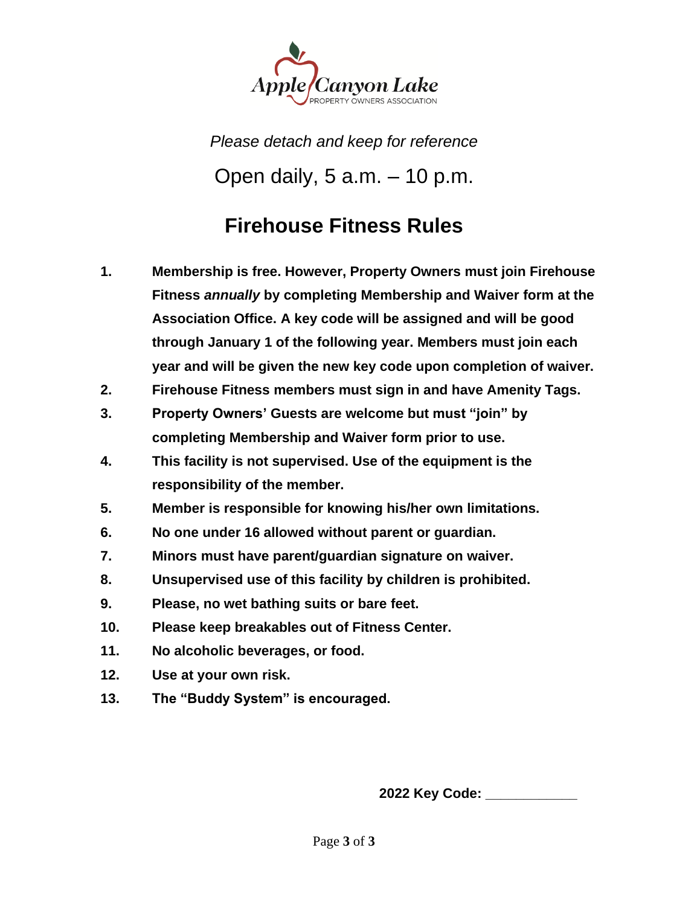Apple Canyon Lake
PROPERTY OWNERS ASSOCIATION

*Please detach and keep for reference*

Open daily, 5 a.m. – 10 p.m.

# Firehouse Fitness Rules

1. **Membership is free. However, Property Owners must join Firehouse Fitness *annually* by completing Membership and Waiver form at the Association Office. A key code will be assigned and will be good through January 1 of the following year. Members must join each year and will be given the new key code upon completion of waiver.**
2. **Firehouse Fitness members must sign in and have Amenity Tags.**
3. **Property Owners' Guests are welcome but must "join" by completing Membership and Waiver form prior to use.**
4. **This facility is not supervised. Use of the equipment is the responsibility of the member.**
5. **Member is responsible for knowing his/her own limitations.**
6. **No one under 16 allowed without parent or guardian.**
7. **Minors must have parent/guardian signature on waiver.**
8. **Unsupervised use of this facility by children is prohibited.**
9. **Please, no wet bathing suits or bare feet.**
10. **Please keep breakables out of Fitness Center.**
11. **No alcoholic beverages, or food.**
12. **Use at your own risk.**
13. **The "Buddy System" is encouraged.**

**2022 Key Code: ____________**